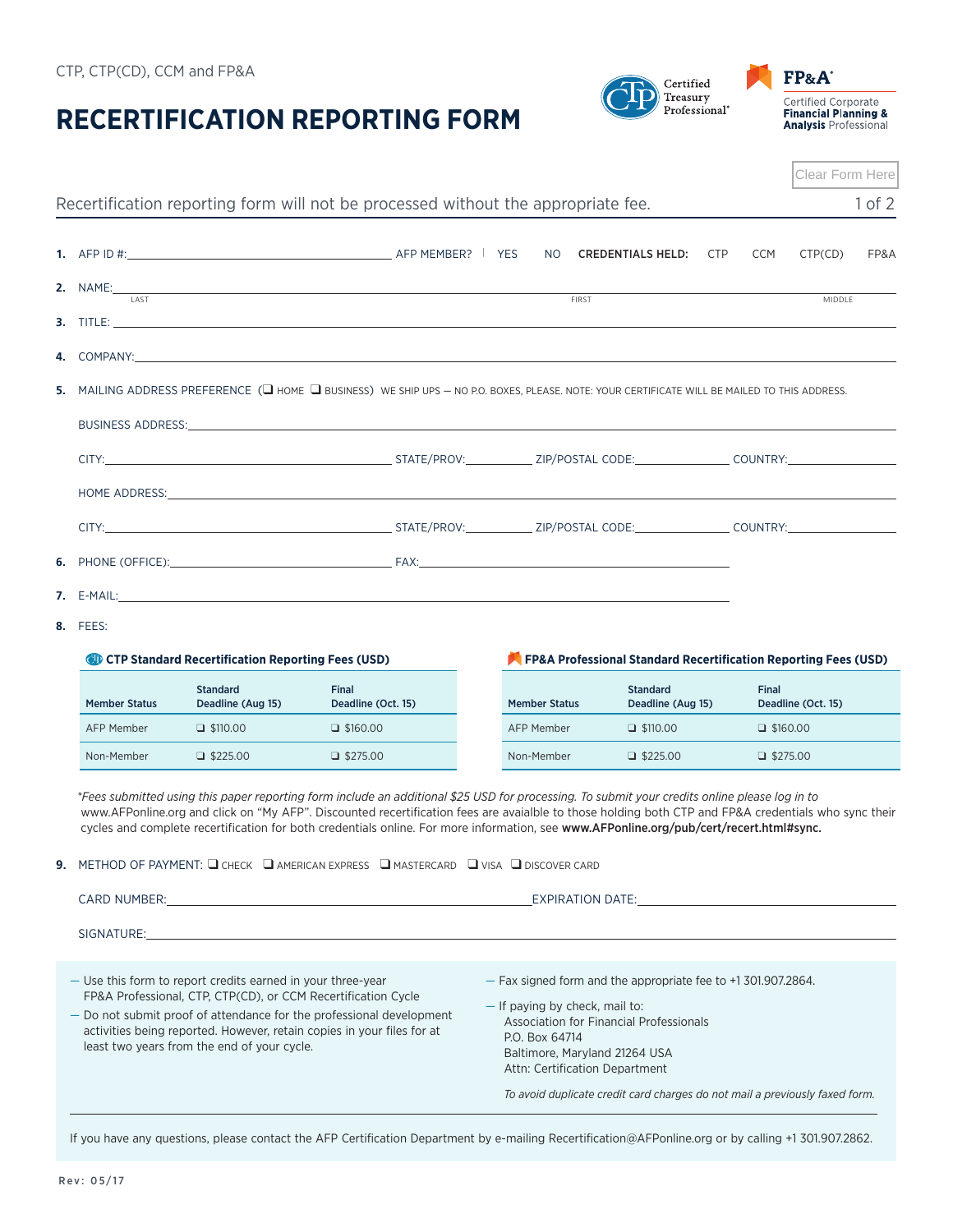CTP, CTP(CD), CCM and FP&A

# RECERTIFICATION REPORTING FORM

Certified Treasury Professional®

FP&A® Certified Corporate **Financial Planning & Analysis** Professional

Clear Form Here

Recertification reporting form will not be processed without the appropriate fee.

1. AFP ID #: ______________________ AFP MEMBER? | YES NO **CREDENTIALS HELD:** CTP CCM CTP(CD) FP&A

2. NAME: ______________________ LAST ______________________ FIRST ______________________ MIDDLE

3. TITLE: ______________________

4. COMPANY: ______________________

5. MAILING ADDRESS PREFERENCE (❑ HOME ❑ BUSINESS) WE SHIP UPS — NO P.O. BOXES, PLEASE. NOTE: YOUR CERTIFICATE WILL BE MAILED TO THIS ADDRESS.

   BUSINESS ADDRESS: ______________________

   CITY: ______________ STATE/PROV: __________ ZIP/POSTAL CODE: __________ COUNTRY: __________

   HOME ADDRESS: ______________________

   CITY: ______________ STATE/PROV: __________ ZIP/POSTAL CODE: __________ COUNTRY: __________

6. PHONE (OFFICE): ______________________ FAX: ______________________

7. E-MAIL: ______________________

8. FEES:

**CTP Standard Recertification Reporting Fees (USD)**

| Member Status | Standard Deadline (Aug 15) | Final Deadline (Oct. 15) |
|---|---|---|
| AFP Member | ❑ $110.00 | ❑ $160.00 |
| Non-Member | ❑ $225.00 | ❑ $275.00 |

**FP&A Professional Standard Recertification Reporting Fees (USD)**

| Member Status | Standard Deadline (Aug 15) | Final Deadline (Oct. 15) |
|---|---|---|
| AFP Member | ❑ $110.00 | ❑ $160.00 |
| Non-Member | ❑ $225.00 | ❑ $275.00 |

*\*Fees submitted using this paper reporting form include an additional $25 USD for processing. To submit your credits online please log in to* www.AFPonline.org and click on "My AFP". Discounted recertification fees are avaialble to those holding both CTP and FP&A credentials who sync their cycles and complete recertification for both credentials online. For more information, see **www.AFPonline.org/pub/cert/recert.html#sync.**

9. METHOD OF PAYMENT: ❑ CHECK ❑ AMERICAN EXPRESS ❑ MASTERCARD ❑ VISA ❑ DISCOVER CARD

   CARD NUMBER: ______________________ EXPIRATION DATE: ______________________

   SIGNATURE: ______________________

- Use this form to report credits earned in your three-year FP&A Professional, CTP, CTP(CD), or CCM Recertification Cycle
- Do not submit proof of attendance for the professional development activities being reported. However, retain copies in your files for at least two years from the end of your cycle.
- Fax signed form and the appropriate fee to +1 301.907.2864.
- If paying by check, mail to:
  Association for Financial Professionals
  P.O. Box 64714
  Baltimore, Maryland 21264 USA
  Attn: Certification Department

*To avoid duplicate credit card charges do not mail a previously faxed form.*

If you have any questions, please contact the AFP Certification Department by e-mailing Recertification@AFPonline.org or by calling +1 301.907.2862.

Rev: 05/17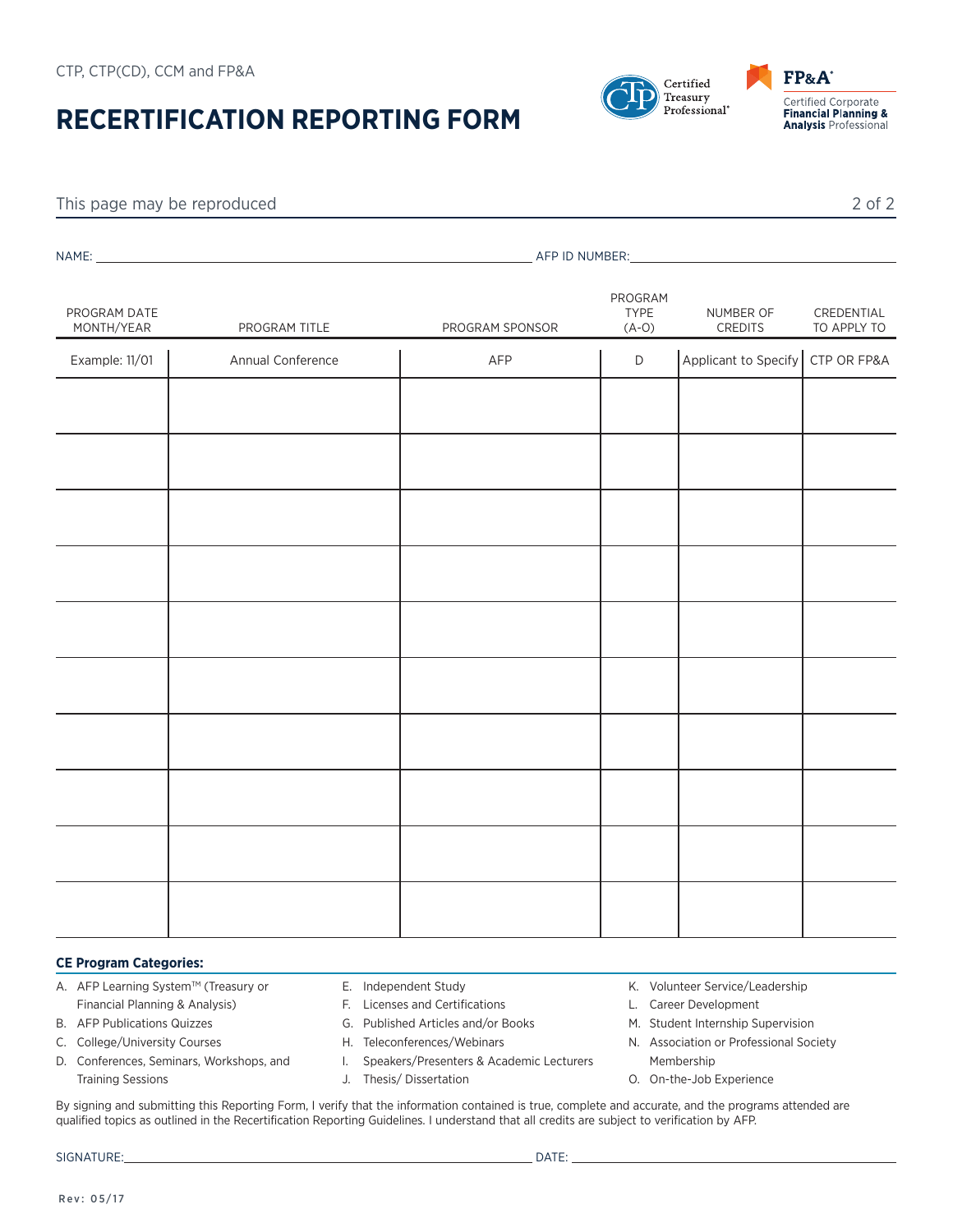CTP, CTP(CD), CCM and FP&A

# RECERTIFICATION REPORTING FORM

Certified Treasury Professional®

FP&A® Certified Corporate **Financial Planning & Analysis** Professional

This page may be reproduced

NAME: ______________________ AFP ID NUMBER: ______________________

| PROGRAM DATE MONTH/YEAR | PROGRAM TITLE | PROGRAM SPONSOR | PROGRAM TYPE (A-O) | NUMBER OF CREDITS | CREDENTIAL TO APPLY TO |
|---|---|---|---|---|---|
| Example: 11/01 | Annual Conference | AFP | D | Applicant to Specify | CTP OR FP&A |
| | | | | | |
| | | | | | |
| | | | | | |
| | | | | | |
| | | | | | |
| | | | | | |
| | | | | | |
| | | | | | |
| | | | | | |
| | | | | | |

**CE Program Categories:**

A. AFP Learning System™ (Treasury or Financial Planning & Analysis)
B. AFP Publications Quizzes
C. College/University Courses
D. Conferences, Seminars, Workshops, and Training Sessions
E. Independent Study
F. Licenses and Certifications
G. Published Articles and/or Books
H. Teleconferences/Webinars
I. Speakers/Presenters & Academic Lecturers
J. Thesis/ Dissertation
K. Volunteer Service/Leadership
L. Career Development
M. Student Internship Supervision
N. Association or Professional Society Membership
O. On-the-Job Experience

By signing and submitting this Reporting Form, I verify that the information contained is true, complete and accurate, and the programs attended are qualified topics as outlined in the Recertification Reporting Guidelines. I understand that all credits are subject to verification by AFP.

SIGNATURE: ______________________ DATE: ______________________

Rev: 05/17